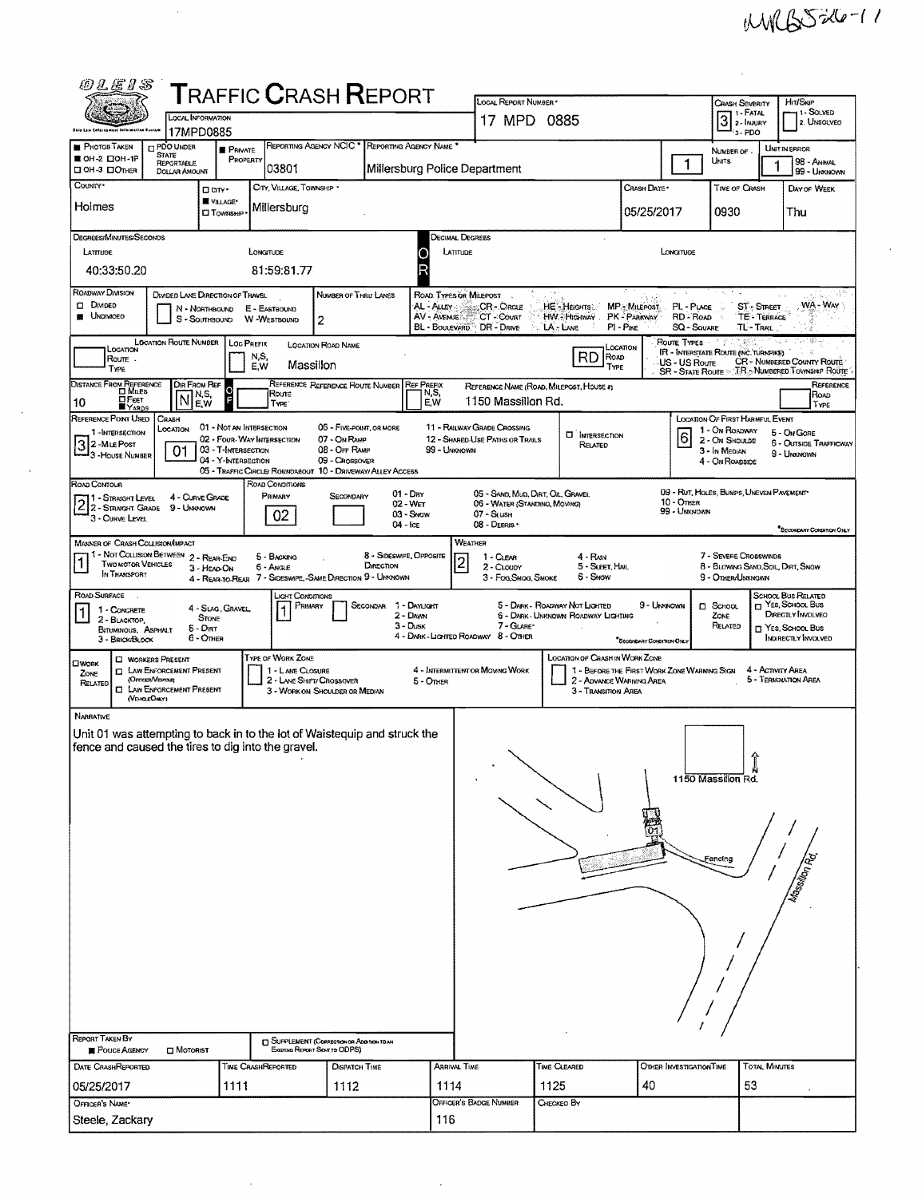MRB5226-11

# TRAFFIC CRASH REPORT

OLEIS – Ohio Law Enforcement Information System

| Local Information | Local Report Number | Crash Severity | Hit/Skip |
|---|---|---|---|
| 17MPD0885 | 17 MPD 0885 | 3 (1 - Fatal, 2 - Injury, 3 - PDO) | 1 - Solved, 2 - Unsolved |

| Photos Taken | PDO Under State Reportable Dollar Amount | Private Property | Reporting Agency NCIC | Reporting Agency Name | Number of Units | Unit in Error |
|---|---|---|---|---|---|---|
| ■ OH-2 / □ OH-1P / □ OH-3 / □ Other | □ | ■ | 03801 | Millersburg Police Department | 1 | 1 (98 - Animal, 99 - Unknown) |

| County | City, Village, Township | Crash Date | Time of Crash | Day of Week |
|---|---|---|---|---|
| Holmes | ■ Village: Millersburg | 05/25/2017 | 0930 | Thu |

**Degrees/Minutes/Seconds**

| Latitude | Longitude |
|---|---|
| 40:33:50.20 | 81:59:81.77 |

**Decimal Degrees** — Latitude: / Longitude:

| Roadway Division | Divided Lane Direction of Travel | Number of Thru Lanes |
|---|---|---|
| ■ Undivided | N - Northbound, S - Southbound, E - Eastbound, W - Westbound | 2 |

Road Types or Milepost: AL - Alley, AV - Avenue, BL - Boulevard, CR - Circle, CT - Court, DR - Drive, HE - Heights, HW - Highway, LA - Lane, MP - Milepost, PK - Parkway, PI - Pike, PL - Place, RD - Road, SQ - Square, ST - Street, TE - Terrace, TL - Trail, WA - Way

| Location Route Number | Loc Prefix | Location Road Name | Location Road Type |
|---|---|---|---|
| | | Massillon | RD |

Route Types: IR - Interstate Route (inc. Turnpike), US - US Route, SR - State Route, CR - Numbered County Route, TR - Numbered Township Route

| Distance From Reference | Dir From Ref | Reference Route | Reference Name (Road, Milepost, House #) |
|---|---|---|---|
| 10 ■ Yards | N | | 1150 Massillon Rd. |

| Reference Point Used | Crash Location | Location of First Harmful Event |
|---|---|---|
| 3 - House Number | 01 - Not an Intersection | 6 - Outside Trafficway |

Crash Location codes: 01 - Not an Intersection, 02 - Four-Way Intersection, 03 - T-Intersection, 04 - Y-Intersection, 05 - Traffic Circle/Roundabout, 06 - Five-Point or More, 07 - On Ramp, 08 - Off Ramp, 09 - Crossover, 10 - Driveway/Alley Access, 11 - Railway Grade Crossing, 12 - Shared-Use Paths or Trails, 99 - Unknown

| Road Contour | Road Conditions Primary | Secondary |
|---|---|---|
| 2 - Straight Grade | 02 - Wet | |

| Manner of Crash Collision/Impact | Weather |
|---|---|
| 1 - Not Collision Between Two Motor Vehicles in Transport | 2 - Cloudy |

| Road Surface | Light Conditions Primary | Secondary | School Bus Related |
|---|---|---|---|
| 1 - Concrete | 1 - Daylight | | |

Work Zone: □ Work Zone Related, □ Workers Present, □ Law Enforcement Present (Officer/Vehicle), □ Law Enforcement Present (Vehicle Only)

**Narrative**

Unit 01 was attempting to back in to the lot of Waistequip and struck the fence and caused the tires to dig into the gravel.

Diagram labels: 1150 Massillon Rd.; 01; Fencing; Massillon Rd; N

| Report Taken By | Supplement |
|---|---|
| ■ Police Agency □ Motorist | □ Supplement (Correction or Addition to an Existing Report Sent to ODPS) |

| Date Crash Reported | Time Crash Reported | Dispatch Time | Arrival Time | Time Cleared | Other Investigation Time | Total Minutes |
|---|---|---|---|---|---|---|
| 05/25/2017 | 1111 | 1112 | 1114 | 1125 | 40 | 53 |

| Officer's Name | Officer's Badge Number | Checked By |
|---|---|---|
| Steele, Zackary | 116 | |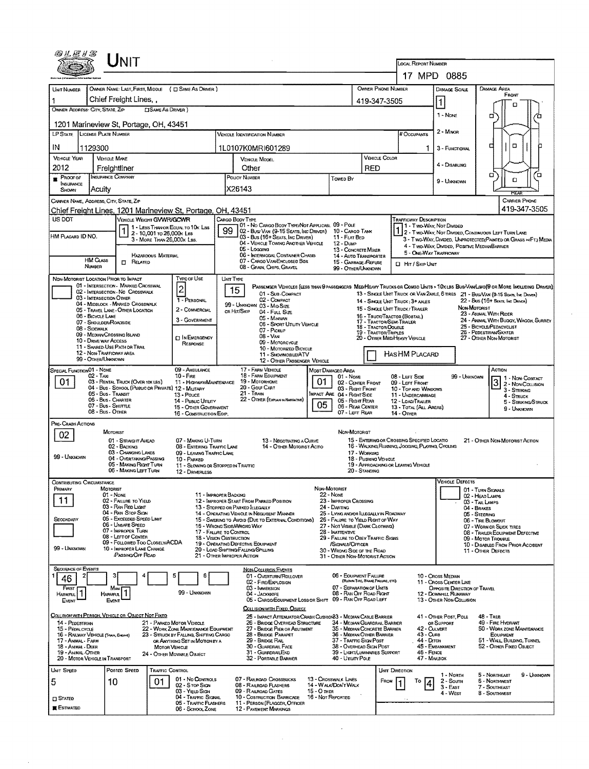# UNIT

**Local Report Number:** 17 MPD 0885

| Unit Number | Owner Name: Last, First, Middle (☐ Same As Driver) | Owner Phone Number | Damage Scale | Damage Area |
|---|---|---|---|---|
| 1 | Chief Freight Lines, , | 419-347-3505 | 1 | Front |

Owner Address: City, State, Zip (☐ Same As Driver): 1201 Marineview St, Portage, OH, 43451

Damage Scale: 1 - None, 2 - Minor, 3 - Functional, 4 - Disabling, 9 - Unknown

| LP State | License Plate Number | Vehicle Identification Number | # Occupants |
|---|---|---|---|
| IN | 1129300 | 1L0107K0MRI601289 | 1 |

| Vehicle Year | Vehicle Make | Vehicle Model | Vehicle Color |
|---|---|---|---|
| 2012 | Freightliner | Other | RED |

| Proof of Insurance Shown | Insurance Company | Policy Number | Towed By |
|---|---|---|---|
| ■ | Acuity | X26143 | |

Carrier Name, Address, City, State, Zip: Chief Freight Lines, 1201 Marineview St, Portage, OH, 43451

Carrier Phone: 419-347-3505

US DOT:

HM Placard ID No.:

HM Class Number:

Vehicle Weight GVWR/GCWR: **1**
1 - Less Than or Equal to 10k Lbs
2 - 10,001 to 26,000k Lbs
3 - More Than 26,000k Lbs.

Hazardous Material: ☐ Related

Cargo Body Type: **99**
01 - No Cargo Body Type/Not Applicable
02 - Bus/Van (9-15 Seats, Inc Driver)
03 - Bus (16+ Seats, Inc Driver)
04 - Vehicle Towing Another Vehicle
05 - Logging
06 - Intermodal Container Chassis
07 - Cargo Van/Enclosed Box
08 - Grain, Chips, Gravel
09 - Pole
10 - Cargo Tank
11 - Flat Bed
12 - Dump
13 - Concrete Mixer
14 - Auto Transporter
15 - Garbage/Refuse
99 - Other/Unknown

Trafficway Description: **1**
1 - Two-Way, Not Divided
2 - Two-Way, Not Divided, Continuous Left Turn Lane
3 - Two-Way, Divided, Unprotected (Painted or Grass >4Ft.) Media
4 - Two-Way, Divided, Positive Median Barrier
5 - One-Way Trafficway

☐ Hit / Skip Unit

Non-Motorist Location Prior to Impact:
01 - Intersection - Marked Crosswalk
02 - Intersection - No Crosswalk
03 - Intersection Other
04 - Midblock - Marked Crosswalk
05 - Travel Lane - Other Location
06 - Bicycle Lane
07 - Shoulder/Roadside
08 - Sidewalk
09 - Median/Crossing Island
10 - Drive way Access
11 - Shared-Use Path or Trail
12 - Non-Trafficway Area
99 - Other/Unknown

Type of Use: **2**
1 - Personal
2 - Commercial
3 - Government
☐ In Emergency Response

Unit Type: **15**
Passenger Vehicles (less than 9 passengers): 01 - Sub-Compact, 02 - Compact, 99 - Unknown 03 - Mid Size or Hit/Skip, 04 - Full Size, 05 - Minivan, 06 - Sport Utility Vehicle, 07 - Pickup, 08 - Van, 09 - Motorcycle, 10 - Motorized Bicycle, 11 - Snowmobile/ATV, 12 - Other Passenger Vehicle
Med/Heavy Trucks or Combo Units > 10k lbs Bus/Van/Limo (9 or More Including Driver): 13 - Single Unit Truck or Van 2axle, 6 Tires, 14 - Single Unit Truck: 3+ Axles, 15 - Single Unit Truck / Trailer, 16 - Truck/Tractor (Bobtail), 17 - Tractor/Semi-Trailer, 18 - Tractor/Double, 19 - Tractor/Triples, 20 - Other Med/Heavy Vehicle, 21 - Bus/Van (9-15 Seats, Inc Driver), 22 - Bus (16+ Seats, Inc Driver)
Non-Motorist: 23 - Animal With Rider, 24 - Animal With Buggy, Wagon, Surrey, 25 - Bicycle/Pedacyclist, 26 - Pedestrian/Skater, 27 - Other Non-Motorist

☐ Has HM Placard

Special Function: **01**
01 - None, 02 - Taxi, 03 - Rental Truck (Over 10k lbs), 04 - Bus - School (Public or Private), 05 - Bus - Transit, 06 - Bus - Charter, 07 - Bus - Shuttle, 08 - Bus - Other, 09 - Ambulance, 10 - Fire, 11 - Highway/Maintenance, 12 - Military, 13 - Police, 14 - Public Utility, 15 - Other Government, 16 - Construction Eqip., 17 - Farm Vehicle, 18 - Farm Equipment, 19 - Motorhome, 20 - Golf Cart, 21 - Train, 22 - Other (Explain in Narrative)

Most Damaged Area: **01**
Impact Area: **05**
01 - None, 02 - Center Front, 03 - Right Front, 04 - Right Side, 05 - Right Rear, 06 - Rear Center, 07 - Left Rear, 08 - Left Side, 09 - Left Front, 10 - Top and Windows, 11 - Undercarriage, 12 - Load/Trailer, 13 - Total (All Areas), 14 - Other, 99 - Unknown

Action: **3**
1 - Non-Contact, 2 - Non-Collision, 3 - Striking, 4 - Struck, 5 - Striking/Struck, 9 - Unknown

Pre-Crash Actions: **02**
Motorist: 01 - Straight Ahead, 02 - Backing, 03 - Changing Lanes, 04 - Overtaking/Passing, 05 - Making Right Turn, 06 - Making Left Turn, 07 - Making U-Turn, 08 - Entering Traffic Lane, 09 - Leaving Traffic Lane, 10 - Parked, 11 - Slowing or Stopped in Traffic, 12 - Driverless, 13 - Negotiating a Curve, 14 - Other Motorist Actio
99 - Unknown
Non-Motorist: 15 - Entering or Crossing Specified Locatio, 16 - Walking, Running, Jogging, Playing, Cycling, 17 - Working, 18 - Pushing Vehicle, 19 - Approaching or Leaving Vehicle, 20 - Standing, 21 - Other Non-Motorist Action

Contributing Circumstance:
Primary: **11**
Secondary:
Motorist: 01 - None, 02 - Failure to Yield, 03 - Ran Red Light, 04 - Ran Stop Sign, 05 - Exceeded Speed Limit, 06 - Unsafe Speed, 07 - Improper Turn, 08 - Left of Center, 09 - Followed Too Closely/ACDA, 10 - Improper Lane Change /Passing/Off Road, 11 - Improper Backing, 12 - Improper Start From Parked Position, 13 - Stopped or Parked Illegally, 14 - Operating Vehicle in Negligent Manner, 15 - Swering to Avoid (Due to External Conditions), 16 - Wrong Side/Wrong Way, 17 - Failure to Control, 18 - Vision Obstruction, 19 - Operating Defective Equipment, 20 - Load Shifting/Falling/Spilling, 21 - Other Improper Action
99 - Unknown
Non-Motorist: 22 - None, 23 - Improper Crossing, 24 - Darting, 25 - Lying and/or Illegally in Roadway, 26 - Failure to Yield Right of Way, 27 - Not Visible (Dark Clothing), 28 - Inattentive, 29 - Failure to Obey Traffic Signs /Signals/Officer, 30 - Wrong Side of the Road, 31 - Other Non-Motorist Action

Vehicle Defects: 01 - Turn Signals, 02 - Head Lamps, 03 - Tail Lamps, 04 - Brakes, 05 - Steering, 06 - Tire Blowout, 07 - Worn or Slick Tires, 08 - Trailer Equipment Defective, 09 - Motor Trouble, 10 - Disabled From Prior Accident, 11 - Other Defects

Sequence of Events: 1: **46**, 2: , 3: , 4: , 5: , 6:
First Harmful Event: **1**
Most Harmful Event: **1**
99 - Unknown

Non-Collision Events: 01 - Overturn/Rollover, 02 - Fire/Explosion, 03 - Immersion, 04 - Jackknife, 05 - Cargo/Equipment Loss or Shift, 06 - Equipment Failure (Blown Tire, Brake Failure, etc), 07 - Separation of Units, 08 - Ran Off Road Right, 09 - Ran Off Road Left, 10 - Cross Median, 11 - Cross Center Line Opposite Direction of Travel, 12 - Downhill Runaway, 13 - Other Non-Collision

Collision with Person, Vehicle or Object Not Fixed: 14 - Pedestrian, 15 - Pedalcycle, 16 - Railway Vehicle (Train, Engine), 17 - Animal - Farm, 18 - Animal - Deer, 19 - Animal - Other, 20 - Motor Vehicle in Transport, 21 - Parked Motor Vehicle, 22 - Work Zone Maintenance Equipment, 23 - Struck by Falling, Shifting Cargo or Anything Set in Motion by a Motor Vehicle, 24 - Other Movable Object

Collision with Fixed, Object: 25 - Impact Attenuator/Crash Cushion, 26 - Bridge Overhead Structure, 27 - Bridge Pier or Abutment, 28 - Bridge Parapet, 29 - Bridge Rail, 30 - Guardrail Face, 31 - Guardrail End, 32 - Portable Barrier, 33 - Median Cable Barrier, 34 - Median Guardrail Barrier, 35 - Median Concrete Barrier, 36 - Median Other Barrier, 37 - Traffic Sign Post, 38 - Overhead Sign Post, 39 - Light/Luminaries Support, 40 - Utility Pole, 41 - Other Post, Pole or Support, 42 - Culvert, 43 - Curb, 44 - Ditch, 45 - Embankment, 46 - Fence, 47 - Mailbox, 48 - Tree, 49 - Fire Hydrant, 50 - Work Zone Maintenance Equipment, 51 - Wall, Building, Tunnel, 52 - Other Fixed Object

| Unit Speed | Posted Speed | Traffic Control | Unit Direction |
|---|---|---|---|
| 5 | 10 | 01 | From 1 To 4 |

☐ Stated
■ Estimated

Traffic Control: 01 - No Controls, 02 - Stop Sign, 03 - Yield Sign, 04 - Traffic Signal, 05 - Traffic Flashers, 06 - School Zone, 07 - Railroad Crossbucks, 08 - Railroad Flashers, 09 - Railroad Gates, 10 - Costruction Barricade, 11 - Person (Flagger, Officer), 12 - Pavement Markings, 13 - Crosswalk Lines, 14 - Walk/Don't Walk, 15 - Other, 16 - Not Reported

Unit Direction: 1 - North, 2 - South, 3 - East, 4 - West, 5 - Northeast, 6 - Northwest, 7 - Southeast, 8 - Southwest, 9 - Unknown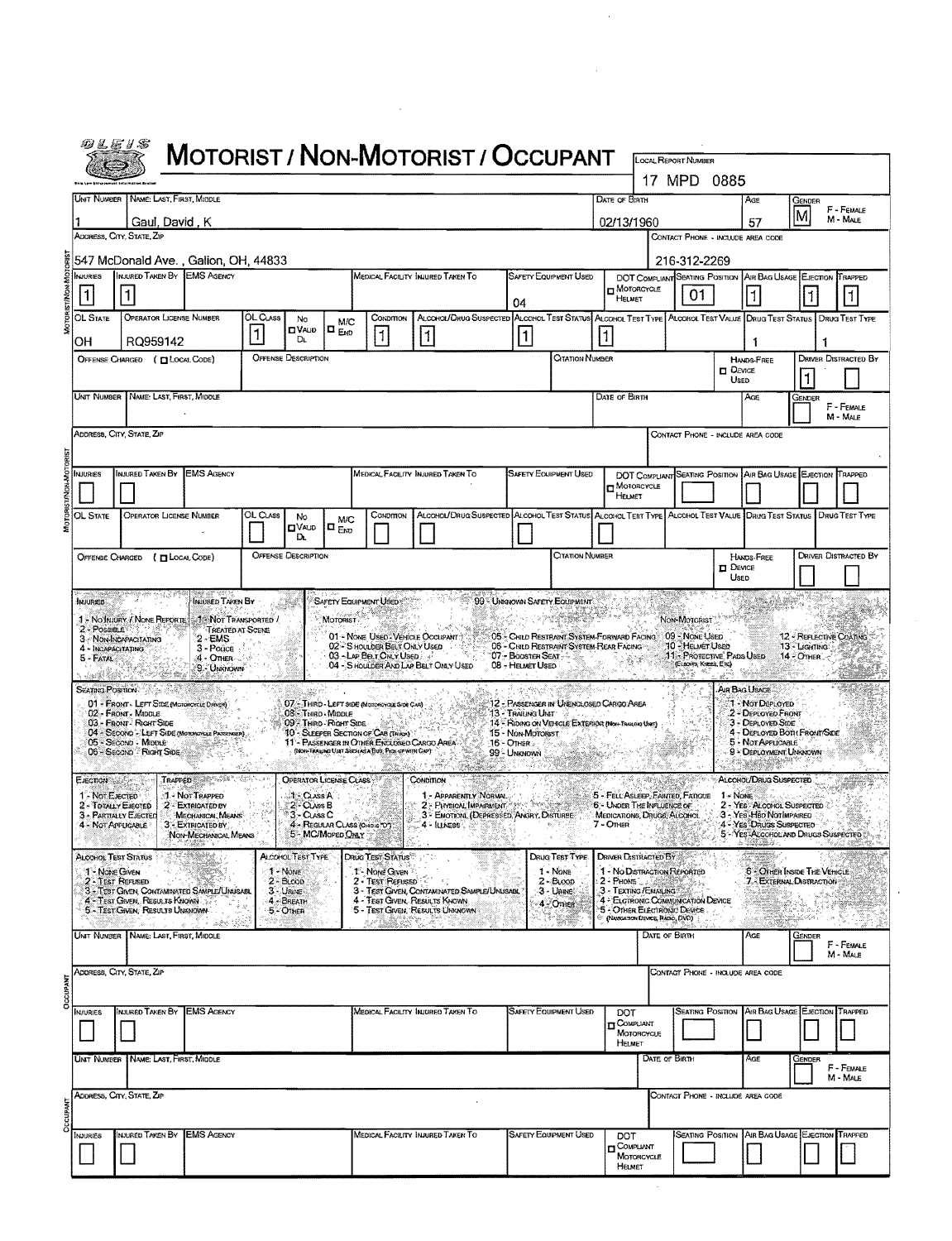# MOTORIST / NON-MOTORIST / OCCUPANT

OLEIS

| LOCAL REPORT NUMBER |
|---|
| 17 MPD 0885 |

## MOTORIST/NON-MOTORIST

| UNIT NUMBER | NAME: LAST, FIRST, MIDDLE | DATE OF BIRTH | AGE | GENDER (F - FEMALE, M - MALE) |
|---|---|---|---|---|
| 1 | Gaul, David , K | 02/13/1960 | 57 | M |

| ADDRESS, CITY, STATE, ZIP | CONTACT PHONE - INCLUDE AREA CODE |
|---|---|
| 547 McDonald Ave. , Galion, OH, 44833 | 216-312-2269 |

| INJURIES | INJURED TAKEN BY | EMS AGENCY | MEDICAL FACILITY INJURED TAKEN TO | SAFETY EQUIPMENT USED | DOT COMPLIANT MOTORCYCLE HELMET | SEATING POSITION | AIR BAG USAGE | EJECTION | TRAPPED |
|---|---|---|---|---|---|---|---|---|---|
| 1 | 1 | | | 04 | ☐ | 01 | 1 | 1 | 1 |

| OL STATE | OPERATOR LICENSE NUMBER | OL CLASS | NO VALID DL | M/C END | CONDITION | ALCOHOL/DRUG SUSPECTED | ALCOHOL TEST STATUS | ALCOHOL TEST TYPE | ALCOHOL TEST VALUE | DRUG TEST STATUS | DRUG TEST TYPE |
|---|---|---|---|---|---|---|---|---|---|---|---|
| OH | RQ959142 | 1 | ☐ | ☐ | 1 | 1 | 1 | 1 | | 1 | 1 |

| OFFENSE CHARGED ( ☐ LOCAL CODE) | OFFENSE DESCRIPTION | CITATION NUMBER | HANDS-FREE DEVICE USED | DRIVER DISTRACTED BY |
|---|---|---|---|---|
| | | | ☐ | 1 |

## MOTORIST/NON-MOTORIST

| UNIT NUMBER | NAME: LAST, FIRST, MIDDLE | DATE OF BIRTH | AGE | GENDER (F - FEMALE, M - MALE) |
|---|---|---|---|---|
| | | | | |

| ADDRESS, CITY, STATE, ZIP | CONTACT PHONE - INCLUDE AREA CODE |
|---|---|
| | |

| INJURIES | INJURED TAKEN BY | EMS AGENCY | MEDICAL FACILITY INJURED TAKEN TO | SAFETY EQUIPMENT USED | DOT COMPLIANT MOTORCYCLE HELMET | SEATING POSITION | AIR BAG USAGE | EJECTION | TRAPPED |
|---|---|---|---|---|---|---|---|---|---|
| | | | | | ☐ | | | | |

| OL STATE | OPERATOR LICENSE NUMBER | OL CLASS | NO VALID DL | M/C END | CONDITION | ALCOHOL/DRUG SUSPECTED | ALCOHOL TEST STATUS | ALCOHOL TEST TYPE | ALCOHOL TEST VALUE | DRUG TEST STATUS | DRUG TEST TYPE |
|---|---|---|---|---|---|---|---|---|---|---|---|
| | | | ☐ | ☐ | | | | | | | |

| OFFENSE CHARGED ( ☐ LOCAL CODE) | OFFENSE DESCRIPTION | CITATION NUMBER | HANDS-FREE DEVICE USED | DRIVER DISTRACTED BY |
|---|---|---|---|---|
| | | | ☐ | |

## Codes

**INJURIES:** 1 - NO INJURY / NONE REPORTED; 2 - POSSIBLE; 3 - NON-INCAPACITATING; 4 - INCAPACITATING; 5 - FATAL

**INJURED TAKEN BY:** 1 - NOT TRANSPORTED / TREATED AT SCENE; 2 - EMS; 3 - POLICE; 4 - OTHER; 9 - UNKNOWN

**SAFETY EQUIPMENT USED:**
- MOTORIST: 01 - NONE USED - VEHICLE OCCUPANT; 02 - SHOULDER BELT ONLY USED; 03 - LAP BELT ONLY USED; 04 - SHOULDER AND LAP BELT ONLY USED; 05 - CHILD RESTRAINT SYSTEM-FORWARD FACING; 06 - CHILD RESTRAINT SYSTEM-REAR FACING; 07 - BOOSTER SEAT; 08 - HELMET USED; 99 - UNKNOWN SAFETY EQUIPMENT
- NON-MOTORIST: 09 - NONE USED; 10 - HELMET USED; 11 - PROTECTIVE PADS USED (ELBOWS, KNEES, ETC); 12 - REFLECTIVE COATING; 13 - LIGHTING; 14 - OTHER

**SEATING POSITION:** 01 - FRONT - LEFT SIDE (MOTORCYCLE DRIVER); 02 - FRONT - MIDDLE; 03 - FRONT - RIGHT SIDE; 04 - SECOND - LEFT SIDE (MOTORCYCLE PASSENGER); 05 - SECOND - MIDDLE; 06 - SECOND - RIGHT SIDE; 07 - THIRD - LEFT SIDE (MOTORCYCLE SIDE CAR); 08 - THIRD - MIDDLE; 09 - THIRD - RIGHT SIDE; 10 - SLEEPER SECTION OF CAB (TRUCK); 11 - PASSENGER IN OTHER ENCLOSED CARGO AREA (NON-TRAILING UNIT SUCH AS A BUS, PICK-UP WITH CAP); 12 - PASSENGER IN UNENCLOSED CARGO AREA; 13 - TRAILING UNIT; 14 - RIDING ON VEHICLE EXTERIOR (NON-TRAILING UNIT); 15 - NON-MOTORIST; 16 - OTHER; 99 - UNKNOWN

**AIR BAG USAGE:** 1 - NOT DEPLOYED; 2 - DEPLOYED FRONT; 3 - DEPLOYED SIDE; 4 - DEPLOYED BOTH FRONT/SIDE; 5 - NOT APPLICABLE; 9 - DEPLOYMENT UNKNOWN

**EJECTION:** 1 - NOT EJECTED; 2 - TOTALLY EJECTED; 3 - PARTIALLY EJECTED; 4 - NOT APPLICABLE

**TRAPPED:** 1 - NOT TRAPPED; 2 - EXTRICATED BY MECHANICAL MEANS; 3 - EXTRICATED BY NON-MECHANICAL MEANS

**OPERATOR LICENSE CLASS:** 1 - CLASS A; 2 - CLASS B; 3 - CLASS C; 4 - REGULAR CLASS (OHIO IS "D"); 5 - MC/MOPED ONLY

**CONDITION:** 1 - APPARENTLY NORMAL; 2 - PHYSICAL IMPAIRMENT; 3 - EMOTIONL (DEPRESSED, ANGRY, DISTURBE); 4 - ILLNESS; 5 - FELL ASLEEP, FAINTED, FATIGUE; 6 - UNDER THE INFLUENCE OF MEDICATIONS, DRUGS, ALCOHOL; 7 - OTHER

**ALCOHOL/DRUG SUSPECTED:** 1 - NONE; 2 - YES - ALCOHOL SUSPECTED; 3 - YES - HBD NOT IMPAIRED; 4 - YES - DRUGS SUSPECTED; 5 - YES - ALCOHOL AND DRUGS SUSPECTED

**ALCOHOL TEST STATUS:** 1 - NONE GIVEN; 2 - TEST REFUSED; 3 - TEST GIVEN, CONTAMINATED SAMPLE/UNUSABL; 4 - TEST GIVEN, RESULTS KNOWN; 5 - TEST GIVEN, RESULTS UNKNOWN

**ALCOHOL TEST TYPE:** 1 - NONE; 2 - BLOOD; 3 - URINE; 4 - BREATH; 5 - OTHER

**DRUG TEST STATUS:** 1 - NONE GIVEN; 2 - TEST REFUSED; 3 - TEST GIVEN, CONTAMINATED SAMPLE/UNUSABL; 4 - TEST GIVEN, RESULTS KNOWN; 5 - TEST GIVEN, RESULTS UNKNOWN

**DRUG TEST TYPE:** 1 - NONE; 2 - BLOOD; 3 - URINE; 4 - OTHER

**DRIVER DISTRACTED BY:** 1 - NO DISTRACTION REPORTED; 2 - PHONE; 3 - TEXTING /EMAILING; 4 - ELCTRONIC COMMUNICATION DEVICE; 5 - OTHER ELECTRONIC DEVICE (NAVIGATION DEVICE, RADIO, DVD); 6 - OTHER INSIDE THE VEHICLE; 7 - EXTERNAL DISTRACTION

## OCCUPANT

| UNIT NUMBER | NAME: LAST, FIRST, MIDDLE | DATE OF BIRTH | AGE | GENDER (F - FEMALE, M - MALE) |
|---|---|---|---|---|
| | | | | |

| ADDRESS, CITY, STATE, ZIP | CONTACT PHONE - INCLUDE AREA CODE |
|---|---|
| | |

| INJURIES | INJURED TAKEN BY | EMS AGENCY | MEDICAL FACILITY INJURED TAKEN TO | SAFETY EQUIPMENT USED | DOT COMPLIANT MOTORCYCLE HELMET | SEATING POSITION | AIR BAG USAGE | EJECTION | TRAPPED |
|---|---|---|---|---|---|---|---|---|---|
| | | | | | ☐ | | | | |

## OCCUPANT

| UNIT NUMBER | NAME: LAST, FIRST, MIDDLE | DATE OF BIRTH | AGE | GENDER (F - FEMALE, M - MALE) |
|---|---|---|---|---|
| | | | | |

| ADDRESS, CITY, STATE, ZIP | CONTACT PHONE - INCLUDE AREA CODE |
|---|---|
| | |

| INJURIES | INJURED TAKEN BY | EMS AGENCY | MEDICAL FACILITY INJURED TAKEN TO | SAFETY EQUIPMENT USED | DOT COMPLIANT MOTORCYCLE HELMET | SEATING POSITION | AIR BAG USAGE | EJECTION | TRAPPED |
|---|---|---|---|---|---|---|---|---|---|
| | | | | | ☐ | | | | |